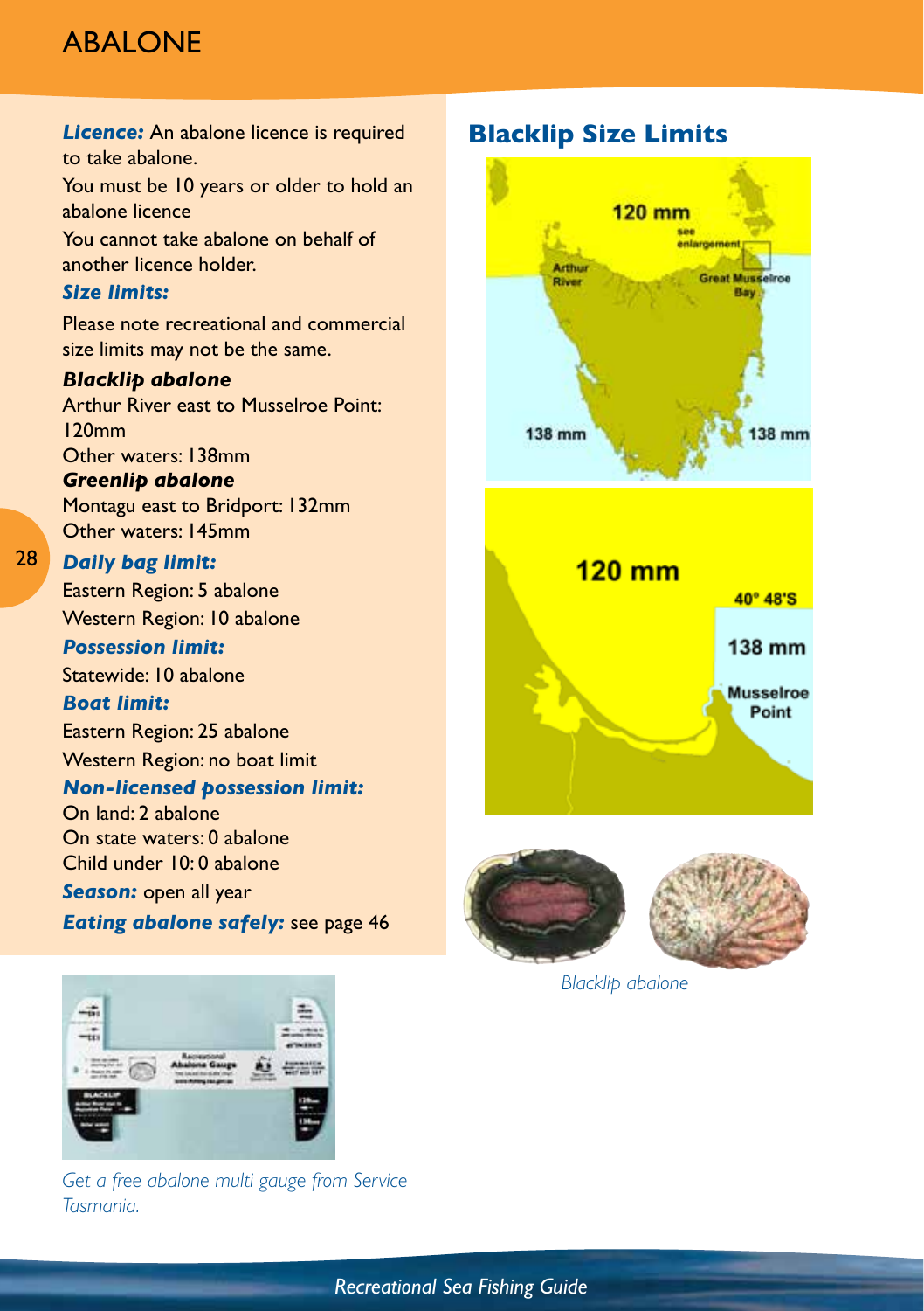# ABALONE

***Licence:*** An abalone licence is required to take abalone.

You must be 10 years or older to hold an abalone licence

You cannot take abalone on behalf of another licence holder.

***Size limits:***

Please note recreational and commercial size limits may not be the same.

***Blacklip abalone***

Arthur River east to Musselroe Point: 120mm

Other waters: 138mm

***Greenlip abalone***

Montagu east to Bridport: 132mm

Other waters: 145mm

***Daily bag limit:***

Eastern Region: 5 abalone

Western Region: 10 abalone

***Possession limit:***

Statewide: 10 abalone

***Boat limit:***

Eastern Region: 25 abalone

Western Region: no boat limit

***Non-licensed possession limit:***

On land: 2 abalone

On state waters: 0 abalone

Child under 10: 0 abalone

***Season:*** open all year

***Eating abalone safely:*** see page 46

*Get a free abalone multi gauge from Service Tasmania.*

## Blacklip Size Limits

*Blacklip abalone*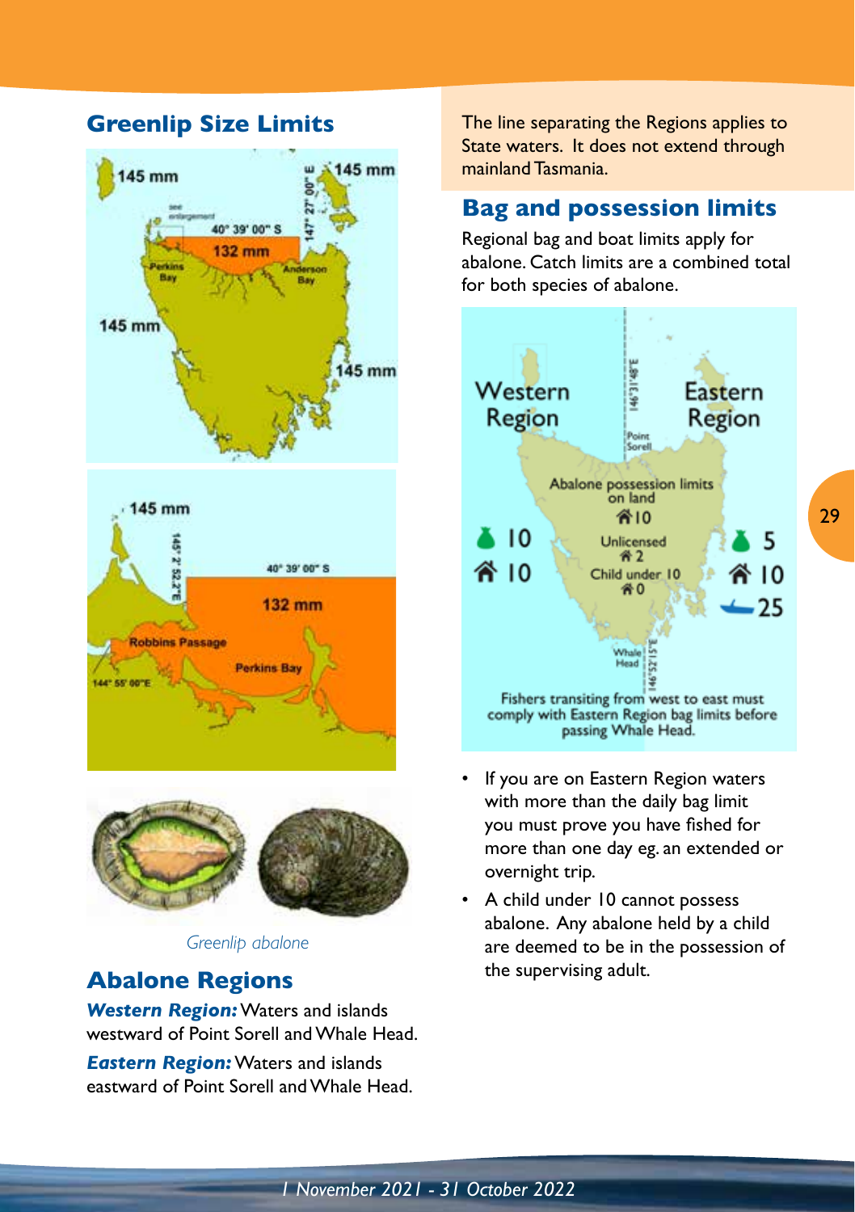## Greenlip Size Limits

145 mm

145 mm

40° 39' 00" S

147° 27' 00" E

132 mm

Perkins Bay

Anderson Bay

145 mm

145 mm

145 mm

145° 2' 52.2"E

40° 39' 00" S

132 mm

Robbins Passage

Perkins Bay

144° 55' 00"E

*Greenlip abalone*

## Abalone Regions

***Western Region:*** Waters and islands westward of Point Sorell and Whale Head.

***Eastern Region:*** Waters and islands eastward of Point Sorell and Whale Head.

The line separating the Regions applies to State waters. It does not extend through mainland Tasmania.

## Bag and possession limits

Regional bag and boat limits apply for abalone. Catch limits are a combined total for both species of abalone.

Western Region: 10 (bag), 10 (possession)

Eastern Region: 5 (bag), 10 (possession), 25 (boat)

146°31'48"E Point Sorell

Abalone possession limits on land: 10

Unlicensed: 2

Child under 10: 0

Whale Head 146°52'15"E

Fishers transiting from west to east must comply with Eastern Region bag limits before passing Whale Head.

- If you are on Eastern Region waters with more than the daily bag limit you must prove you have fished for more than one day eg. an extended or overnight trip.
- A child under 10 cannot possess abalone. Any abalone held by a child are deemed to be in the possession of the supervising adult.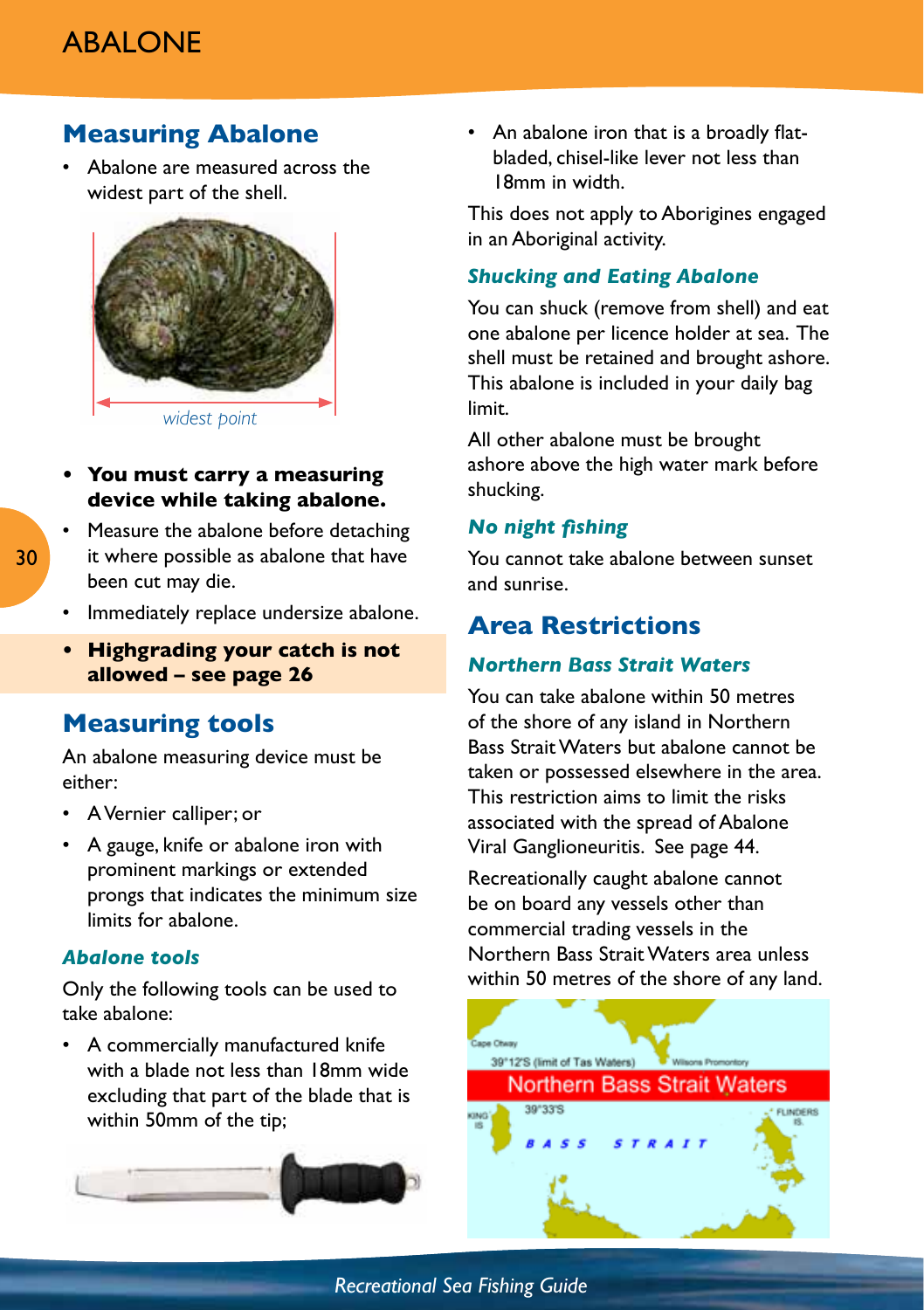## Measuring Abalone

- Abalone are measured across the widest part of the shell.

widest point

- **You must carry a measuring device while taking abalone.**
- Measure the abalone before detaching it where possible as abalone that have been cut may die.
- Immediately replace undersize abalone.
- **Highgrading your catch is not allowed – see page 26**

## Measuring tools

An abalone measuring device must be either:

- A Vernier calliper; or
- A gauge, knife or abalone iron with prominent markings or extended prongs that indicates the minimum size limits for abalone.

### *Abalone tools*

Only the following tools can be used to take abalone:

- A commercially manufactured knife with a blade not less than 18mm wide excluding that part of the blade that is within 50mm of the tip;
- An abalone iron that is a broadly flat-bladed, chisel-like lever not less than 18mm in width.

This does not apply to Aborigines engaged in an Aboriginal activity.

### *Shucking and Eating Abalone*

You can shuck (remove from shell) and eat one abalone per licence holder at sea. The shell must be retained and brought ashore. This abalone is included in your daily bag limit.

All other abalone must be brought ashore above the high water mark before shucking.

### *No night fishing*

You cannot take abalone between sunset and sunrise.

## Area Restrictions

### *Northern Bass Strait Waters*

You can take abalone within 50 metres of the shore of any island in Northern Bass Strait Waters but abalone cannot be taken or possessed elsewhere in the area. This restriction aims to limit the risks associated with the spread of Abalone Viral Ganglioneuritis. See page 44.

Recreationally caught abalone cannot be on board any vessels other than commercial trading vessels in the Northern Bass Strait Waters area unless within 50 metres of the shore of any land.

Cape Otway
39°12'S (limit of Tas Waters)
Wilsons Promontory
Northern Bass Strait Waters
39°33'S
KING IS
FLINDERS IS.
BASS STRAIT